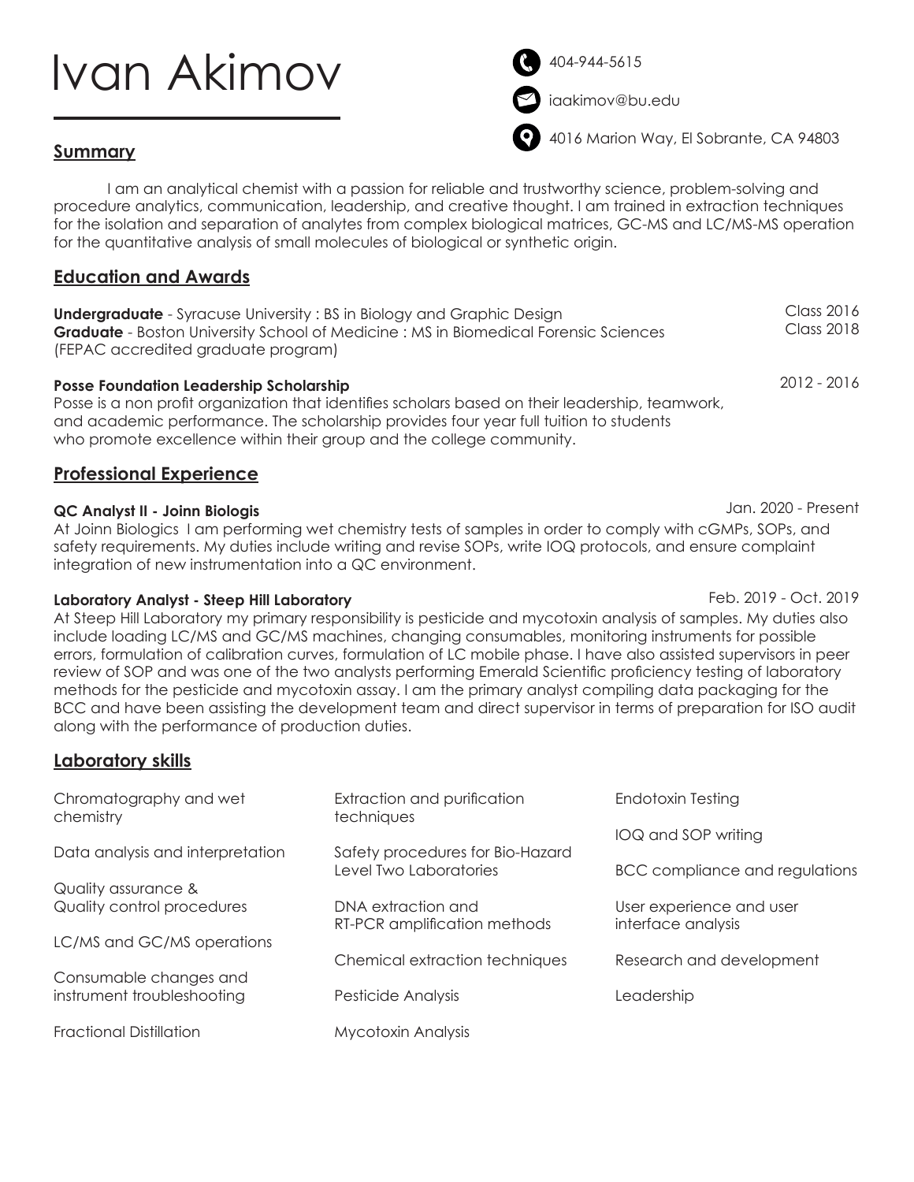# Ivan Akimov

404-944-5615

iaakimov@bu.edu

4016 Marion Way, El Sobrante, CA 94803

## Summary

I am an analytical chemist with a passion for reliable and trustworthy science, problem-solving and procedure analytics, communication, leadership, and creative thought. I am trained in extraction techniques for the isolation and separation of analytes from complex biological matrices, GC-MS and LC/MS-MS operation for the quantitative analysis of small molecules of biological or synthetic origin.

## Education and Awards

**Undergraduate** - Syracuse University : BS in Biology and Graphic Design — Class 2016

**Graduate** - Boston University School of Medicine : MS in Biomedical Forensic Sciences (FEPAC accredited graduate program) — Class 2018

**Posse Foundation Leadership Scholarship** — 2012 - 2016

Posse is a non profit organization that identifies scholars based on their leadership, teamwork, and academic performance. The scholarship provides four year full tuition to students who promote excellence within their group and the college community.

## Professional Experience

**QC Analyst II - Joinn Biologis** — Jan. 2020 - Present

At Joinn Biologics I am performing wet chemistry tests of samples in order to comply with cGMPs, SOPs, and safety requirements. My duties include writing and revise SOPs, write IOQ protocols, and ensure complaint integration of new instrumentation into a QC environment.

**Laboratory Analyst - Steep Hill Laboratory** — Feb. 2019 - Oct. 2019

At Steep Hill Laboratory my primary responsibility is pesticide and mycotoxin analysis of samples. My duties also include loading LC/MS and GC/MS machines, changing consumables, monitoring instruments for possible errors, formulation of calibration curves, formulation of LC mobile phase. I have also assisted supervisors in peer review of SOP and was one of the two analysts performing Emerald Scientific proficiency testing of laboratory methods for the pesticide and mycotoxin assay. I am the primary analyst compiling data packaging for the BCC and have been assisting the development team and direct supervisor in terms of preparation for ISO audit along with the performance of production duties.

## Laboratory skills

- Chromatography and wet chemistry
- Data analysis and interpretation
- Quality assurance & Quality control procedures
- LC/MS and GC/MS operations
- Consumable changes and instrument troubleshooting
- Fractional Distillation
- Extraction and purification techniques
- Safety procedures for Bio-Hazard Level Two Laboratories
- DNA extraction and RT-PCR amplification methods
- Chemical extraction techniques
- Pesticide Analysis
- Mycotoxin Analysis
- Endotoxin Testing
- IOQ and SOP writing
- BCC compliance and regulations
- User experience and user interface analysis
- Research and development
- Leadership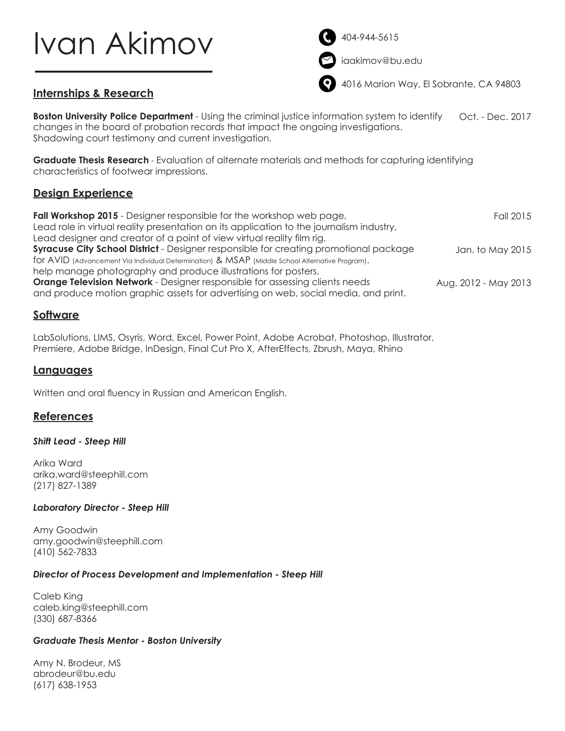# Ivan Akimov

404-944-5615

iaakimov@bu.edu

4016 Marion Way, El Sobrante, CA 94803

## Internships & Research

**Boston University Police Department** - Using the criminal justice information system to identify changes in the board of probation records that impact the ongoing investigations. Shadowing court testimony and current investigation. Oct. - Dec. 2017

**Graduate Thesis Research** - Evaluation of alternate materials and methods for capturing identifying characteristics of footwear impressions.

## Design Experience

**Fall Workshop 2015** - Designer responsible for the workshop web page, Lead role in virtual reality presentation on its application to the journalism industry, Lead designer and creator of a point of view virtual reality film rig. Fall 2015

**Syracuse City School District** - Designer responsible for creating promotional package for AVID (Advancement Via Individual Determination) & MSAP (Middle School Alternative Program). help manage photography and produce illustrations for posters. Jan. to May 2015

**Orange Television Network** - Designer responsible for assessing clients needs and produce motion graphic assets for advertising on web, social media, and print. Aug. 2012 - May 2013

## Software

LabSolutions, LIMS, Osyris, Word, Excel, Power Point, Adobe Acrobat, Photoshop, Illustrator, Premiere, Adobe Bridge, InDesign, Final Cut Pro X, AfterEffects, Zbrush, Maya, Rhino

## Languages

Written and oral fluency in Russian and American English.

## References

***Shift Lead - Steep Hill***

Arika Ward
arika.ward@steephill.com
(217) 827-1389

***Laboratory Director - Steep Hill***

Amy Goodwin
amy.goodwin@steephill.com
(410) 562-7833

***Director of Process Development and Implementation - Steep Hill***

Caleb King
caleb.king@steephill.com
(330) 687-8366

***Graduate Thesis Mentor - Boston University***

Amy N. Brodeur, MS
abrodeur@bu.edu
(617) 638-1953